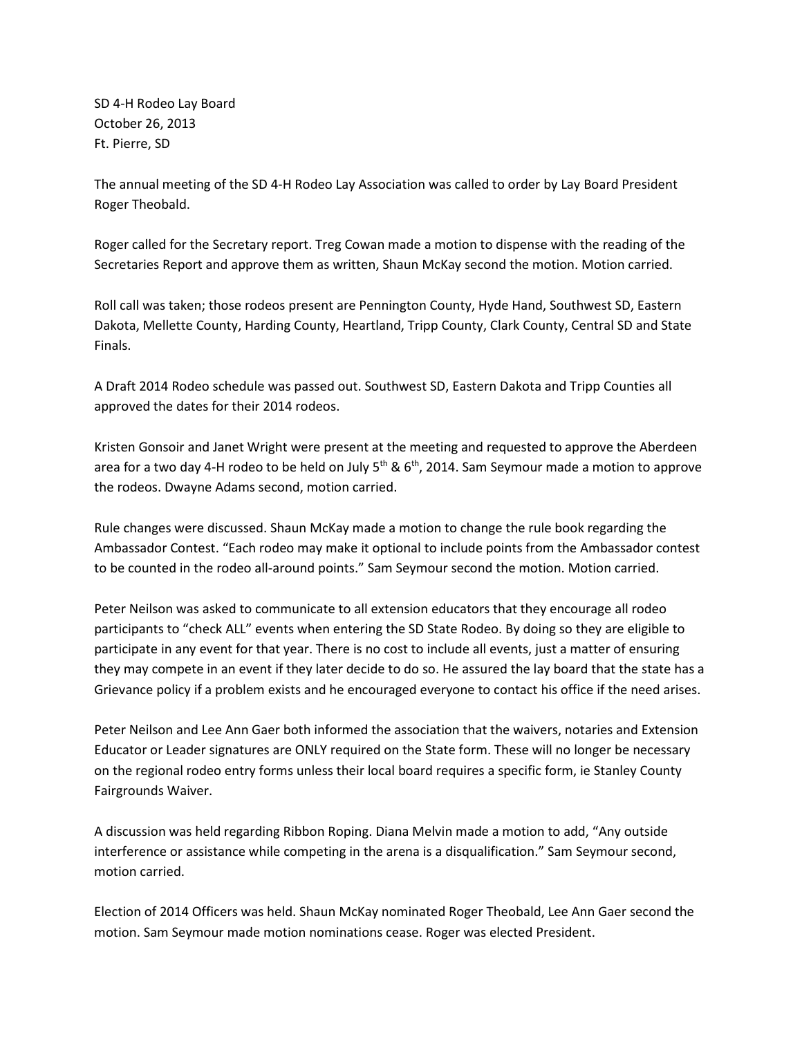SD 4-H Rodeo Lay Board
October 26, 2013
Ft. Pierre, SD

The annual meeting of the SD 4-H Rodeo Lay Association was called to order by Lay Board President Roger Theobald.

Roger called for the Secretary report. Treg Cowan made a motion to dispense with the reading of the Secretaries Report and approve them as written, Shaun McKay second the motion. Motion carried.

Roll call was taken; those rodeos present are Pennington County, Hyde Hand, Southwest SD, Eastern Dakota, Mellette County, Harding County, Heartland, Tripp County, Clark County, Central SD and State Finals.

A Draft 2014 Rodeo schedule was passed out. Southwest SD, Eastern Dakota and Tripp Counties all approved the dates for their 2014 rodeos.

Kristen Gonsoir and Janet Wright were present at the meeting and requested to approve the Aberdeen area for a two day 4-H rodeo to be held on July 5th & 6th, 2014. Sam Seymour made a motion to approve the rodeos. Dwayne Adams second, motion carried.

Rule changes were discussed. Shaun McKay made a motion to change the rule book regarding the Ambassador Contest. "Each rodeo may make it optional to include points from the Ambassador contest to be counted in the rodeo all-around points." Sam Seymour second the motion. Motion carried.

Peter Neilson was asked to communicate to all extension educators that they encourage all rodeo participants to "check ALL" events when entering the SD State Rodeo. By doing so they are eligible to participate in any event for that year. There is no cost to include all events, just a matter of ensuring they may compete in an event if they later decide to do so. He assured the lay board that the state has a Grievance policy if a problem exists and he encouraged everyone to contact his office if the need arises.

Peter Neilson and Lee Ann Gaer both informed the association that the waivers, notaries and Extension Educator or Leader signatures are ONLY required on the State form. These will no longer be necessary on the regional rodeo entry forms unless their local board requires a specific form, ie Stanley County Fairgrounds Waiver.

A discussion was held regarding Ribbon Roping. Diana Melvin made a motion to add, "Any outside interference or assistance while competing in the arena is a disqualification." Sam Seymour second, motion carried.

Election of 2014 Officers was held. Shaun McKay nominated Roger Theobald, Lee Ann Gaer second the motion. Sam Seymour made motion nominations cease. Roger was elected President.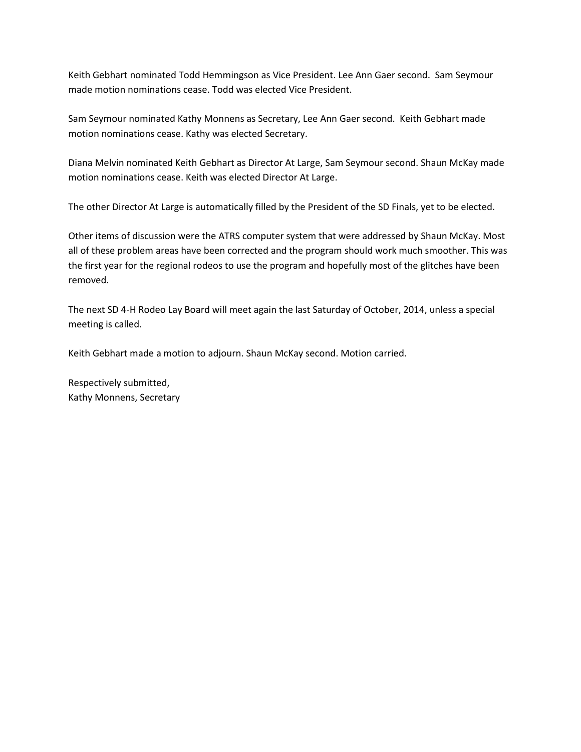Keith Gebhart nominated Todd Hemmingson as Vice President. Lee Ann Gaer second. Sam Seymour made motion nominations cease. Todd was elected Vice President.

Sam Seymour nominated Kathy Monnens as Secretary, Lee Ann Gaer second. Keith Gebhart made motion nominations cease. Kathy was elected Secretary.

Diana Melvin nominated Keith Gebhart as Director At Large, Sam Seymour second. Shaun McKay made motion nominations cease. Keith was elected Director At Large.

The other Director At Large is automatically filled by the President of the SD Finals, yet to be elected.

Other items of discussion were the ATRS computer system that were addressed by Shaun McKay. Most all of these problem areas have been corrected and the program should work much smoother. This was the first year for the regional rodeos to use the program and hopefully most of the glitches have been removed.

The next SD 4-H Rodeo Lay Board will meet again the last Saturday of October, 2014, unless a special meeting is called.

Keith Gebhart made a motion to adjourn. Shaun McKay second. Motion carried.

Respectively submitted,  
Kathy Monnens, Secretary